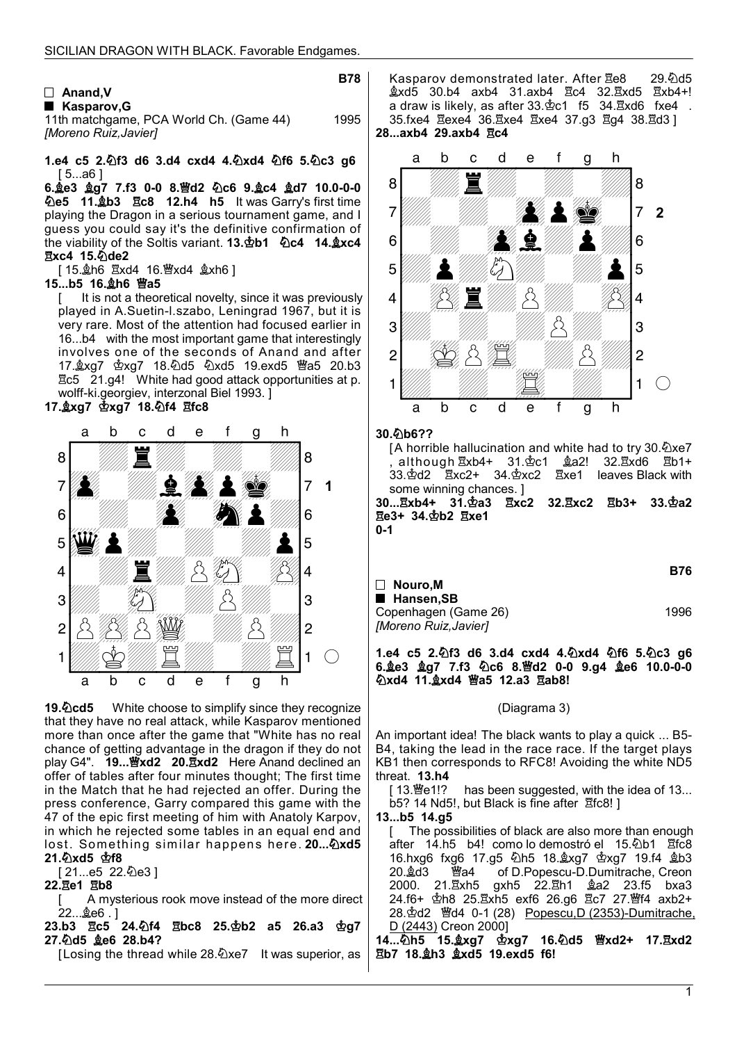**B78**

□ **Anand,V**
■ **Kasparov,G**
11th matchgame, PCA World Ch. (Game 44) 1995
*[Moreno Ruiz,Javier]*

**1.e4 c5 2.♘f3 d6 3.d4 cxd4 4.♘xd4 ♘f6 5.♘c3 g6**
[ 5...a6 ]
**6.♗e3 ♗g7 7.f3 0-0 8.♕d2 ♘c6 9.♗c4 ♗d7 10.0-0-0 ♘e5 11.♗b3 ♖c8 12.h4 h5** It was Garry's first time playing the Dragon in a serious tournament game, and I guess you could say it's the definitive confirmation of the viability of the Soltis variant. **13.♔b1 ♘c4 14.♗xc4 ♖xc4 15.♘de2**
[ 15.♗h6 ♖xd4 16.♕xd4 ♗xh6 ]
**15...b5 16.♗h6 ♕a5**
[ It is not a theoretical novelty, since it was previously played in A.Suetin-l.szabo, Leningrad 1967, but it is very rare. Most of the attention had focused earlier in 16...b4 with the most important game that interestingly involves one of the seconds of Anand and after 17.♗xg7 ♔xg7 18.♘d5 ♘xd5 19.exd5 ♕a5 20.b3 ♖c5 21.g4! White had good attack opportunities at p. wolff-ki.georgiev, interzonal Biel 1993. ]
**17.♗xg7 ♔xg7 18.♘f4 ♖fc8**

(Diagram 1)

**19.♘cd5** White choose to simplify since they recognize that they have no real attack, while Kasparov mentioned more than once after the game that "White has no real chance of getting advantage in the dragon if they do not play G4". **19...♕xd2 20.♖xd2** Here Anand declined an offer of tables after four minutes thought; The first time in the Match that he had rejected an offer. During the press conference, Garry compared this game with the 47 of the epic first meeting of him with Anatoly Karpov, in which he rejected some tables in an equal end and lost. Something similar happens here. **20...♘xd5 21.♘xd5 ♔f8**
[ 21...e5 22.♘e3 ]
**22.♖e1 ♖b8**
[ A mysterious rook move instead of the more direct 22...♗e6 . ]
**23.b3 ♖c5 24.♘f4 ♖bc8 25.♔b2 a5 26.a3 ♔g7 27.♘d5 ♗e6 28.b4?**
[Losing the thread while 28.♘xe7 It was superior, as Kasparov demonstrated later. After ♖e8 29.♘d5 ♗xd5 30.b4 axb4 31.axb4 ♖c4 32.♖xd5 ♖xb4+! a draw is likely, as after 33.♔c1 f5 34.♖xd6 fxe4 . 35.fxe4 ♖exe4 36.♖xe4 ♖xe4 37.g3 ♖g4 38.♖d3 ]
**28...axb4 29.axb4 ♖c4**

(Diagram 2)

**30.♘b6??**
[A horrible hallucination and white had to try 30.♘xe7 , although ♖xb4+ 31.♔c1 ♗a2! 32.♖xd6 ♖b1+ 33.♔d2 ♖xc2+ 34.♔xc2 ♖xe1 leaves Black with some winning chances. ]
**30...♖xb4+ 31.♔a3 ♖xc2 32.♖xc2 ♖b3+ 33.♔a2 ♖e3+ 34.♔b2 ♖xe1**
**0-1**

**B76**

□ **Nouro,M**
■ **Hansen,SB**
Copenhagen (Game 26) 1996
*[Moreno Ruiz,Javier]*

**1.e4 c5 2.♘f3 d6 3.d4 cxd4 4.♘xd4 ♘f6 5.♘c3 g6 6.♗e3 ♗g7 7.f3 ♘c6 8.♕d2 0-0 9.g4 ♗e6 10.0-0-0 ♘xd4 11.♗xd4 ♕a5 12.a3 ♖ab8!**

(Diagrama 3)

An important idea! The black wants to play a quick ... B5-B4, taking the lead in the race race. If the target plays KB1 then corresponds to RFC8! Avoiding the white ND5 threat. **13.h4**
[ 13.♕e1!? has been suggested, with the idea of 13... b5? 14 Nd5!, but Black is fine after ♖fc8! ]
**13...b5 14.g5**
[ The possibilities of black are also more than enough after 14.h5 b4! como lo demostró el 15.♘b1 ♖fc8 16.hxg6 fxg6 17.g5 ♘h5 18.♗xg7 ♔xg7 19.f4 ♗b3 20.♗d3 ♕a4 of D.Popescu-D.Dumitrache, Creon 2000. 21.♖xh5 gxh5 22.♖h1 ♗a2 23.f5 bxa3 24.f6+ ♔h8 25.♖xh5 exf6 26.g6 ♖c7 27.♕f4 axb2+ 28.♔d2 ♕d4 0-1 (28) Popescu,D (2353)-Dumitrache, D (2443) Creon 2000]
**14...♘h5 15.♗xg7 ♔xg7 16.♘d5 ♕xd2+ 17.♖xd2 ♖b7 18.♗h3 ♗xd5 19.exd5 f6!**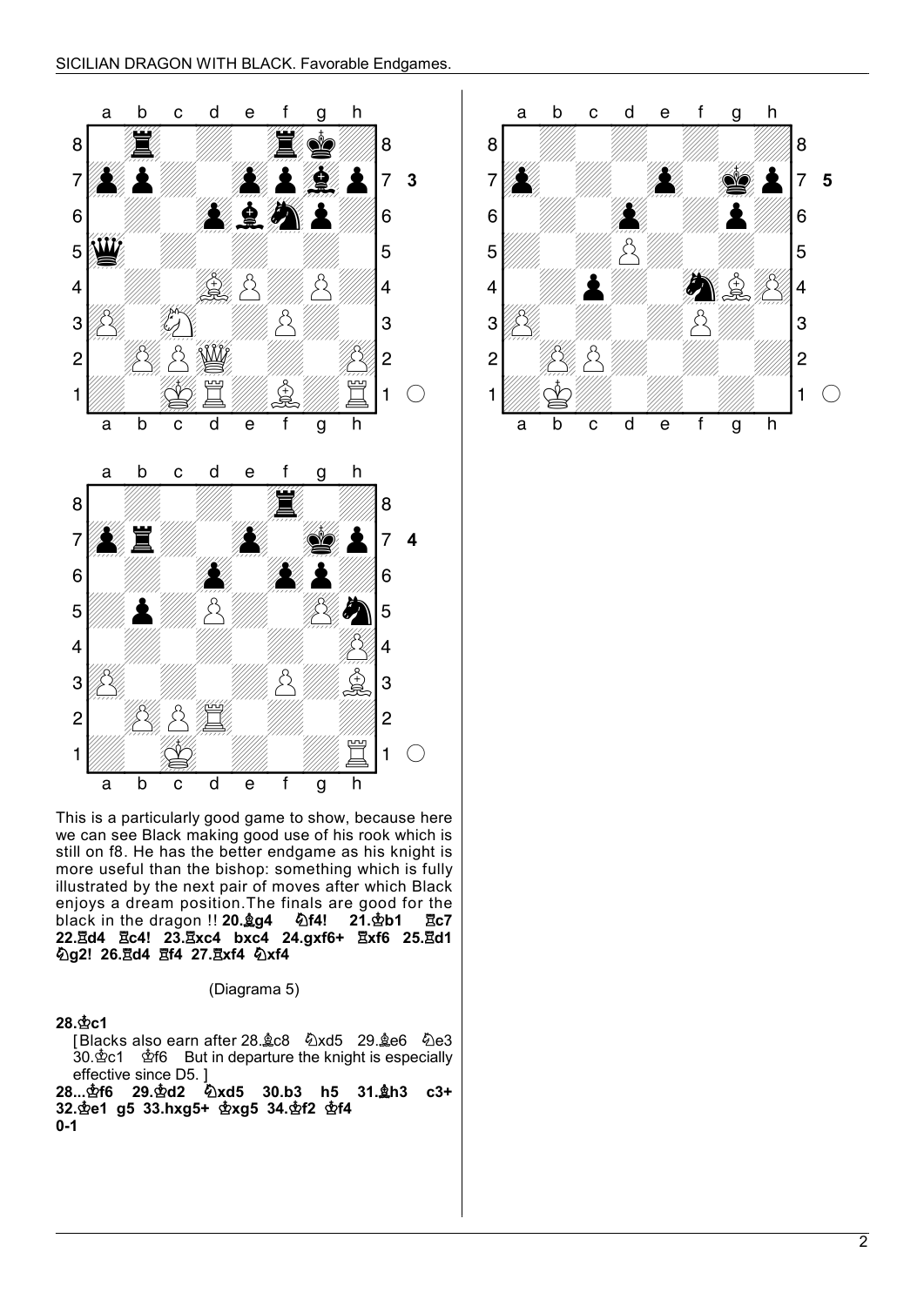This is a particularly good game to show, because here we can see Black making good use of his rook which is still on f8. He has the better endgame as his knight is more useful than the bishop: something which is fully illustrated by the next pair of moves after which Black enjoys a dream position.The finals are good for the black in the dragon !! **20.♗g4 ♘f4! 21.♔b1 ♖c7 22.♖d4 ♖c4! 23.♖xc4 bxc4 24.gxf6+ ♖xf6 25.♖d1 ♘g2! 26.♖d4 ♖f4 27.♖xf4 ♘xf4**

(Diagrama 5)

**28.♔c1**

[Blacks also earn after 28.♗c8 ♘xd5 29.♗e6 ♘e3 30.♔c1 ♔f6 But in departure the knight is especially effective since D5. ]

**28...♔f6 29.♔d2 ♘xd5 30.b3 h5 31.♗h3 c3+ 32.♔e1 g5 33.hxg5+ ♔xg5 34.♔f2 ♔f4**

**0-1**